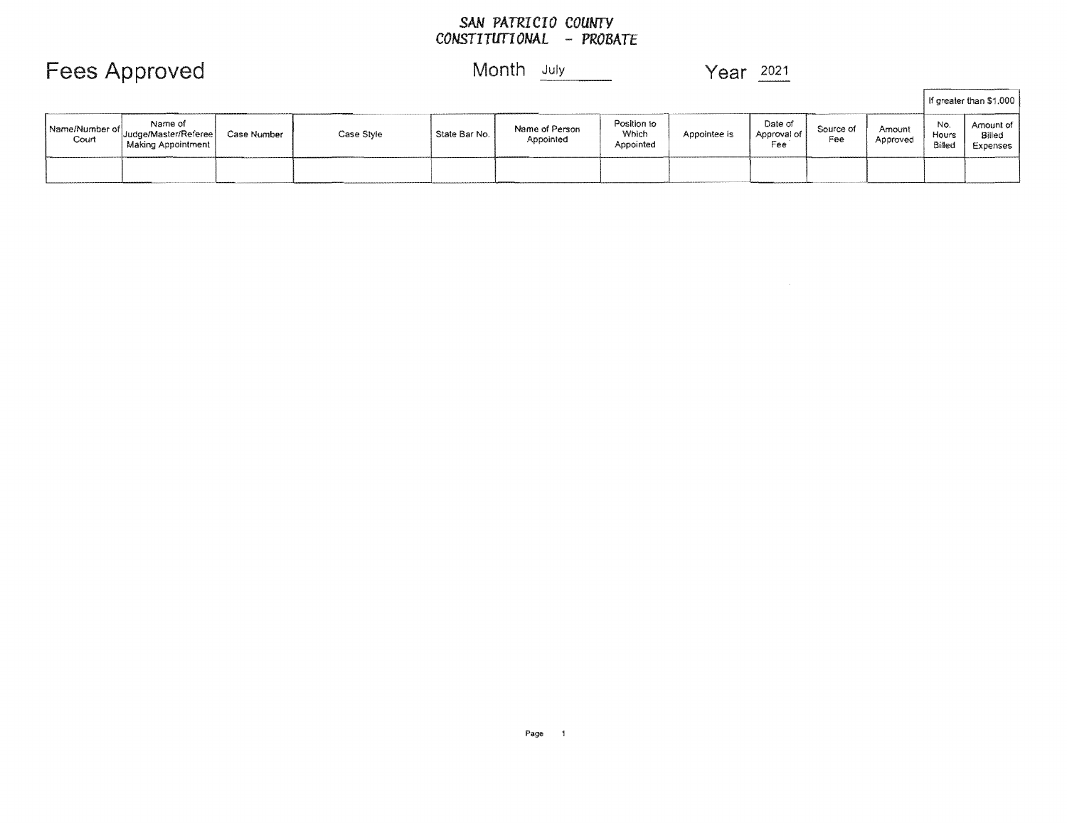**SAN PATRICIO COUNTY**
**CONSTITUTIONAL - PROBATE**

# Fees Approved

Month July    Year 2021

| Name/Number of Court | Name of Judge/Master/Referee Making Appointment | Case Number | Case Style | State Bar No. | Name of Person Appointed | Position to Which Appointed | Appointee is | Date of Approval of Fee | Source of Fee | Amount Approved | If greater than $1,000 | |
|---|---|---|---|---|---|---|---|---|---|---|---|---|
| | | | | | | | | | | | No. Hours Billed | Amount of Billed Expenses |
| | | | | | | | | | | | | |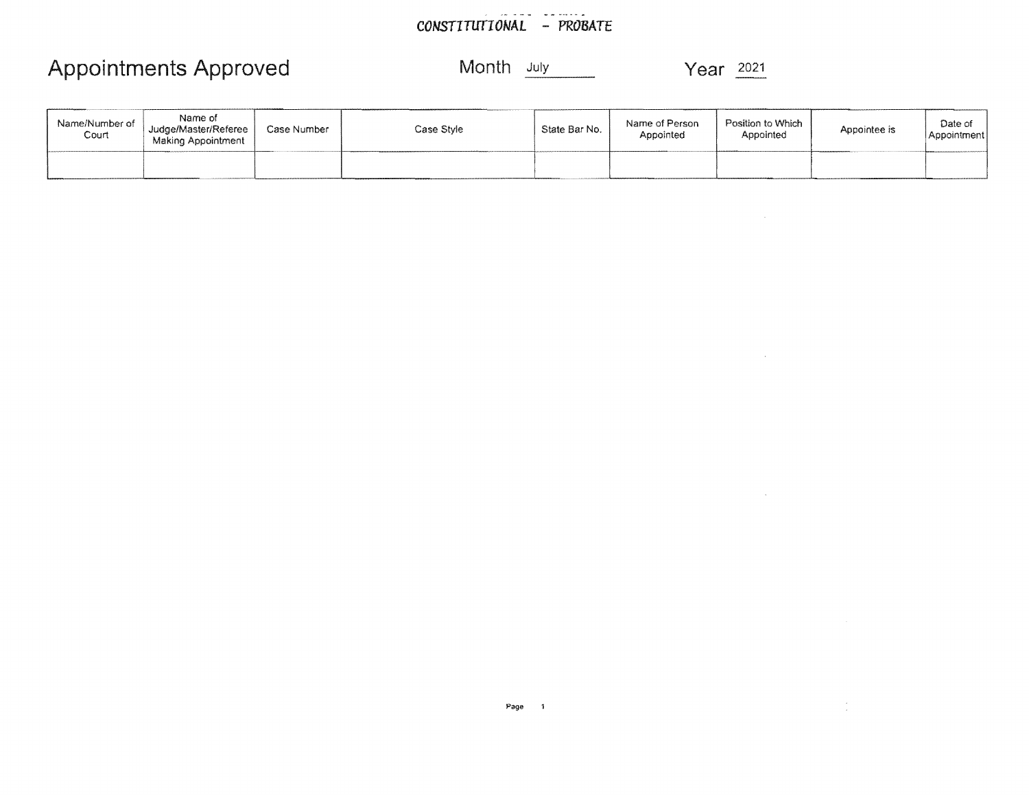CONSTITUTIONAL - PROBATE

# Appointments Approved

Month July Year 2021

| Name/Number of Court | Name of Judge/Master/Referee Making Appointment | Case Number | Case Style | State Bar No. | Name of Person Appointed | Position to Which Appointed | Appointee is | Date of Appointment |
|---|---|---|---|---|---|---|---|---|
| | | | | | | | | |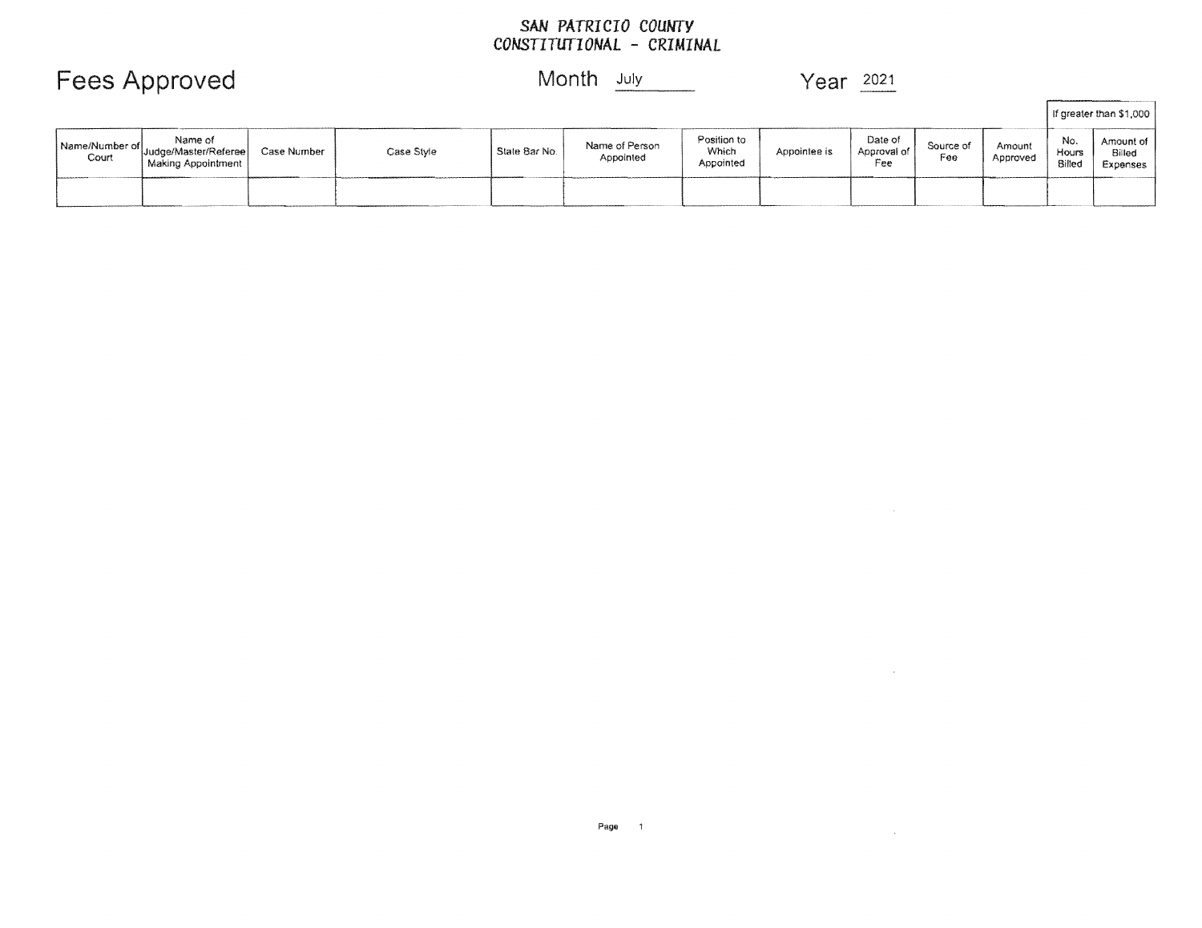**SAN PATRICIO COUNTY**
**CONSTITUTIONAL - CRIMINAL**

# Fees Approved

Month July

Year 2021

| Name/Number of Court | Name of Judge/Master/Referee Making Appointment | Case Number | Case Style | State Bar No. | Name of Person Appointed | Position to Which Appointed | Appointee is | Date of Approval of Fee | Source of Fee | Amount Approved | If greater than $1,000 | |
|---|---|---|---|---|---|---|---|---|---|---|---|---|
| | | | | | | | | | | | No. Hours Billed | Amount of Billed Expenses |
| | | | | | | | | | | | | |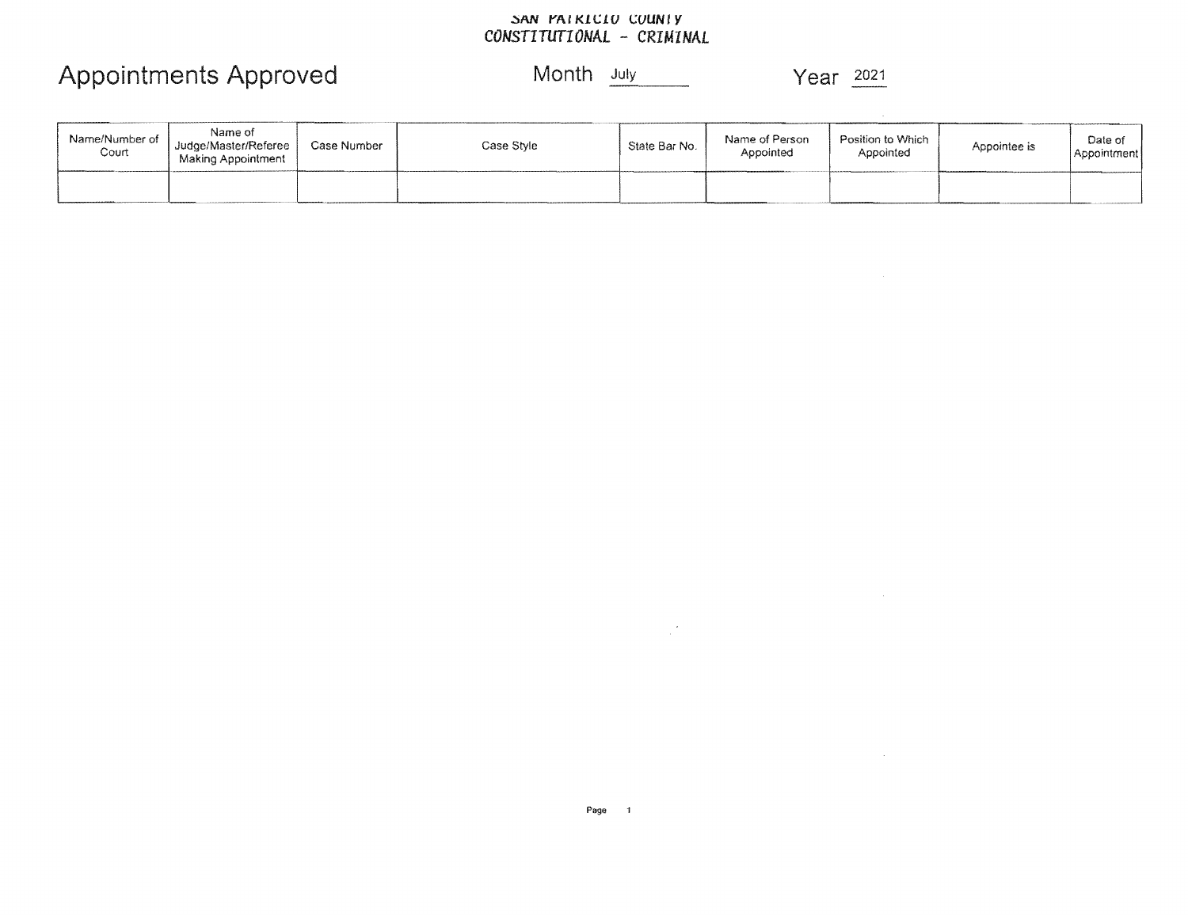SAN PATRICIO COUNTY
CONSTITUTIONAL - CRIMINAL

# Appointments Approved

Month July

Year 2021

| Name/Number of Court | Name of Judge/Master/Referee Making Appointment | Case Number | Case Style | State Bar No. | Name of Person Appointed | Position to Which Appointed | Appointee is | Date of Appointment |
|---|---|---|---|---|---|---|---|---|
| | | | | | | | | |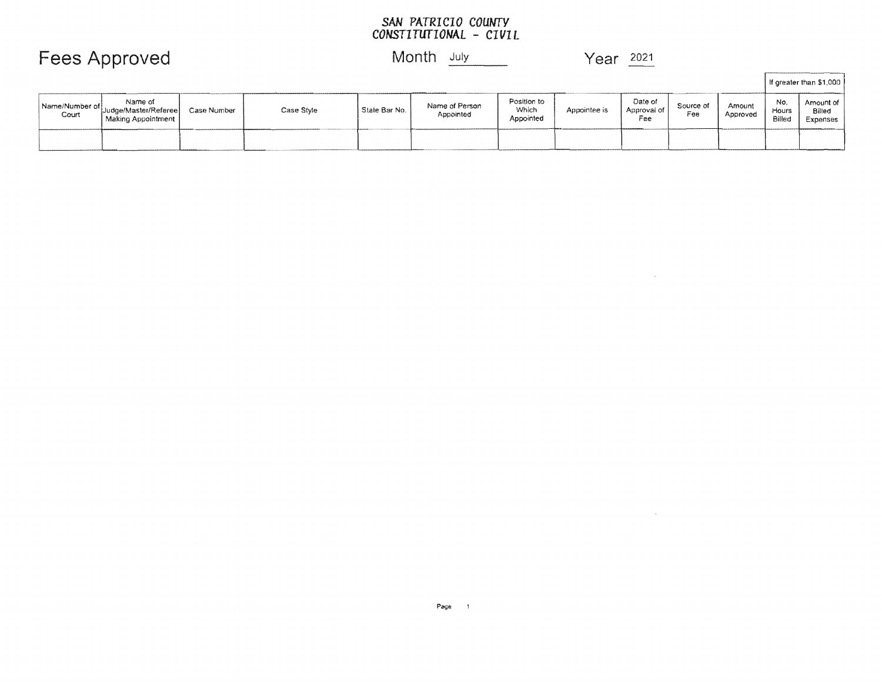**SAN PATRICIO COUNTY**
**CONSTITUTIONAL - CIVIL**

# Fees Approved

Month July

Year 2021

| Name/Number of Court | Name of Judge/Master/Referee Making Appointment | Case Number | Case Style | State Bar No. | Name of Person Appointed | Position to Which Appointed | Appointee is | Date of Approval of Fee | Source of Fee | Amount Approved | If greater than $1,000 | |
|---|---|---|---|---|---|---|---|---|---|---|---|---|
| | | | | | | | | | | | No. Hours Billed | Amount of Billed Expenses |
| | | | | | | | | | | | | |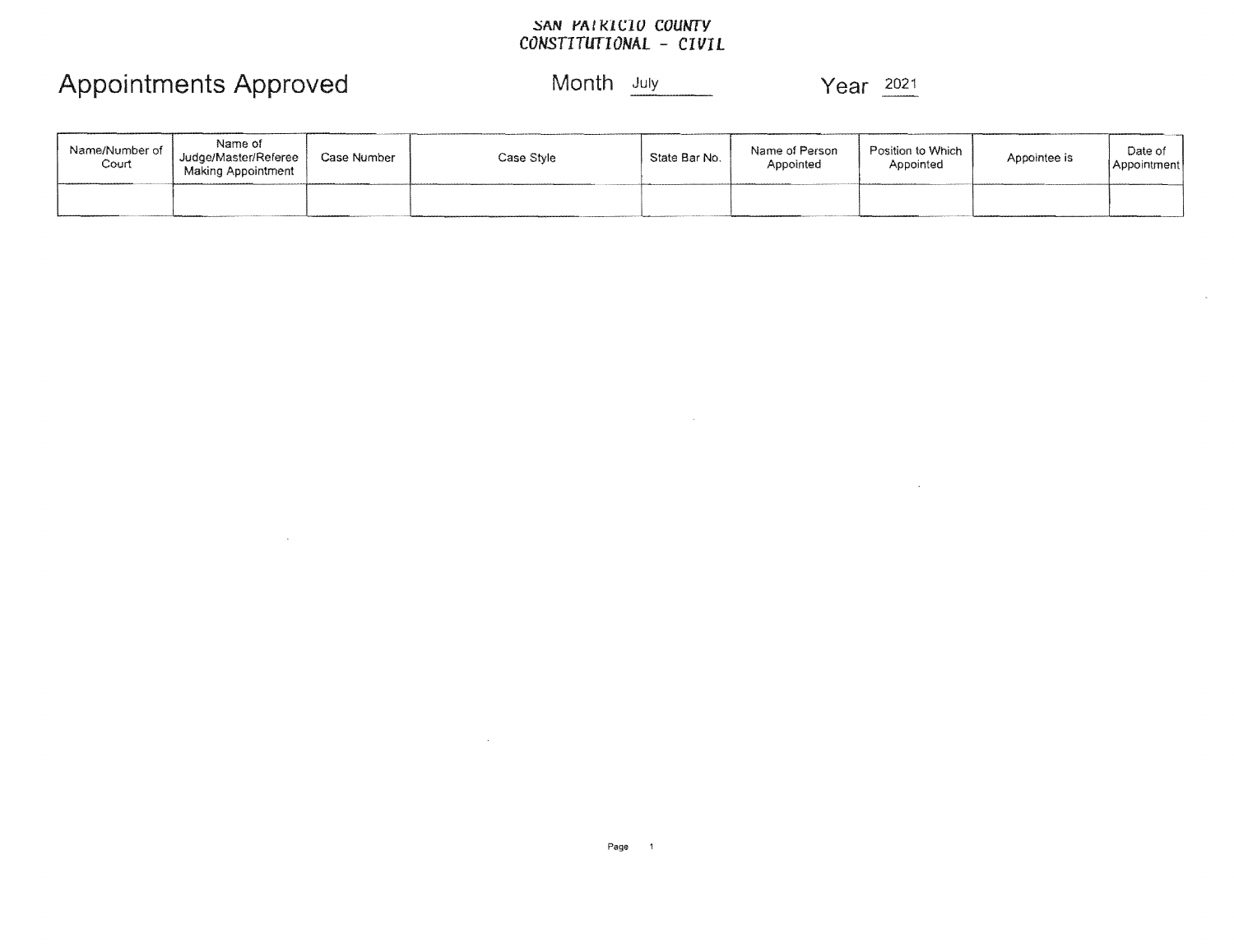SAN PATRICIO COUNTY
CONSTITUTIONAL - CIVIL

# Appointments Approved

Month July

Year 2021

| Name/Number of Court | Name of Judge/Master/Referee Making Appointment | Case Number | Case Style | State Bar No. | Name of Person Appointed | Position to Which Appointed | Appointee is | Date of Appointment |
|---|---|---|---|---|---|---|---|---|
| | | | | | | | | |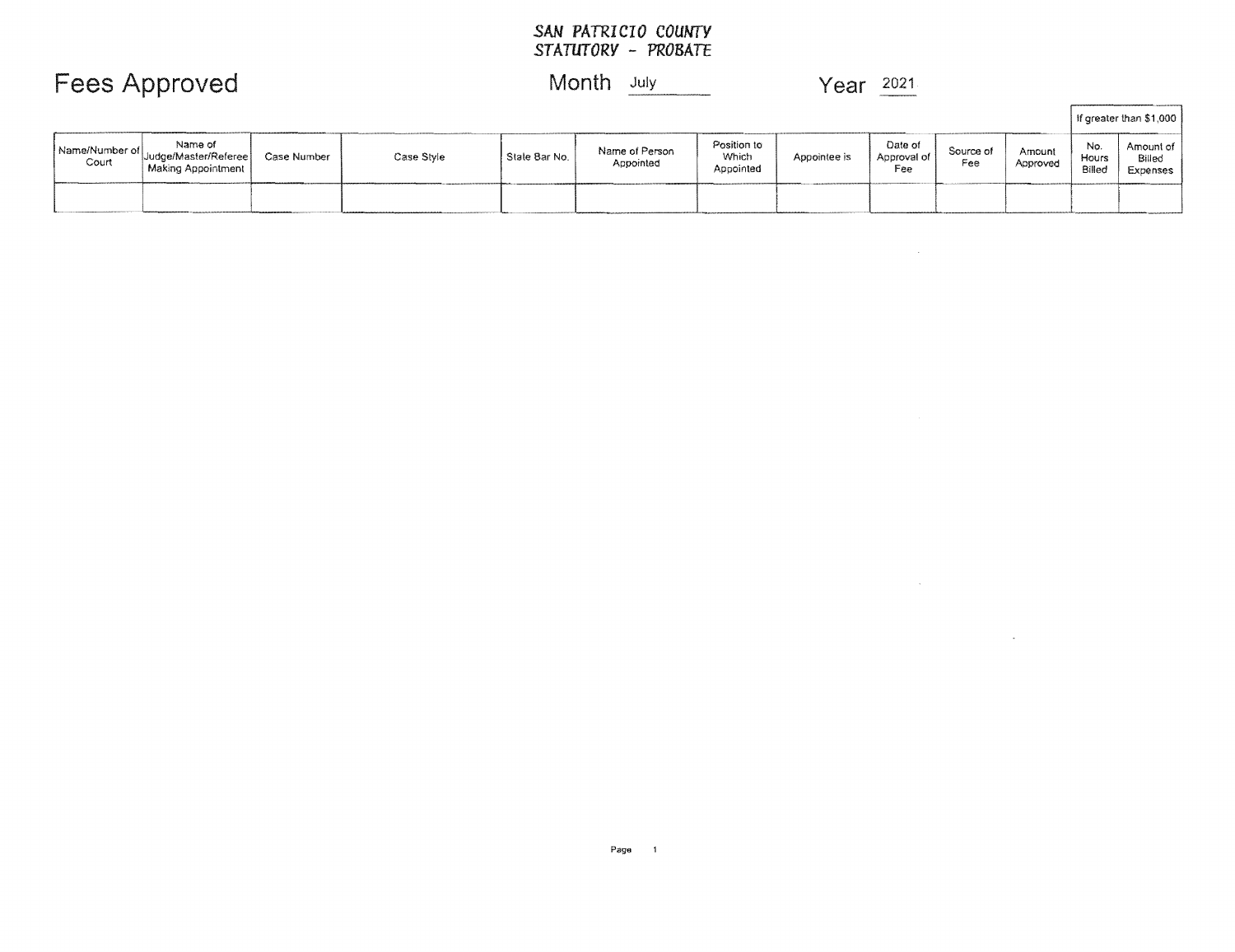SAN PATRICIO COUNTY
STATUTORY - PROBATE

# Fees Approved

Month July

Year 2021

| Name/Number of Court | Name of Judge/Master/Referee Making Appointment | Case Number | Case Style | State Bar No. | Name of Person Appointed | Position to Which Appointed | Appointee is | Date of Approval of Fee | Source of Fee | Amount Approved | If greater than $1,000 | |
|---|---|---|---|---|---|---|---|---|---|---|---|---|
| | | | | | | | | | | | No. Hours Billed | Amount of Billed Expenses |
| | | | | | | | | | | | | |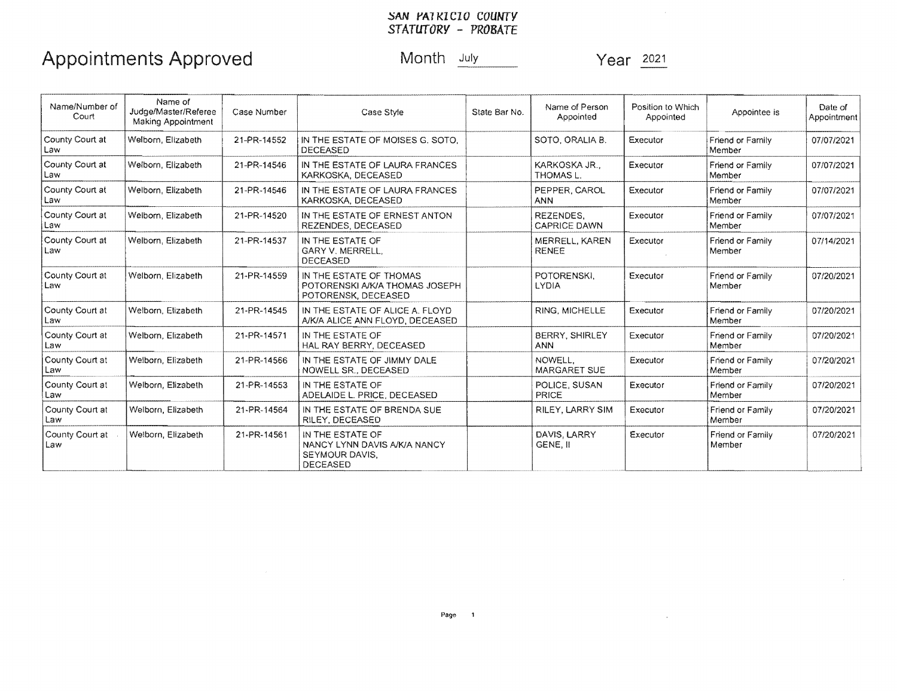SAN PATRICIO COUNTY
STATUTORY - PROBATE

# Appointments Approved

Month July Year 2021

| Name/Number of Court | Name of Judge/Master/Referee Making Appointment | Case Number | Case Style | State Bar No. | Name of Person Appointed | Position to Which Appointed | Appointee is | Date of Appointment |
|---|---|---|---|---|---|---|---|---|
| County Court at Law | Welborn, Elizabeth | 21-PR-14552 | IN THE ESTATE OF MOISES G. SOTO, DECEASED | | SOTO, ORALIA B. | Executor | Friend or Family Member | 07/07/2021 |
| County Court at Law | Welborn, Elizabeth | 21-PR-14546 | IN THE ESTATE OF LAURA FRANCES KARKOSKA, DECEASED | | KARKOSKA JR., THOMAS L. | Executor | Friend or Family Member | 07/07/2021 |
| County Court at Law | Welborn, Elizabeth | 21-PR-14546 | IN THE ESTATE OF LAURA FRANCES KARKOSKA, DECEASED | | PEPPER, CAROL ANN | Executor | Friend or Family Member | 07/07/2021 |
| County Court at Law | Welborn, Elizabeth | 21-PR-14520 | IN THE ESTATE OF ERNEST ANTON REZENDES, DECEASED | | REZENDES, CAPRICE DAWN | Executor | Friend or Family Member | 07/07/2021 |
| County Court at Law | Welborn, Elizabeth | 21-PR-14537 | IN THE ESTATE OF GARY V. MERRELL, DECEASED | | MERRELL, KAREN RENEE | Executor | Friend or Family Member | 07/14/2021 |
| County Court at Law | Welborn, Elizabeth | 21-PR-14559 | IN THE ESTATE OF THOMAS POTORENSKI A/K/A THOMAS JOSEPH POTORENSK, DECEASED | | POTORENSKI, LYDIA | Executor | Friend or Family Member | 07/20/2021 |
| County Court at Law | Welborn, Elizabeth | 21-PR-14545 | IN THE ESTATE OF ALICE A. FLOYD A/K/A ALICE ANN FLOYD, DECEASED | | RING, MICHELLE | Executor | Friend or Family Member | 07/20/2021 |
| County Court at Law | Welborn, Elizabeth | 21-PR-14571 | IN THE ESTATE OF HAL RAY BERRY, DECEASED | | BERRY, SHIRLEY ANN | Executor | Friend or Family Member | 07/20/2021 |
| County Court at Law | Welborn, Elizabeth | 21-PR-14566 | IN THE ESTATE OF JIMMY DALE NOWELL SR., DECEASED | | NOWELL, MARGARET SUE | Executor | Friend or Family Member | 07/20/2021 |
| County Court at Law | Welborn, Elizabeth | 21-PR-14553 | IN THE ESTATE OF ADELAIDE L. PRICE, DECEASED | | POLICE, SUSAN PRICE | Executor | Friend or Family Member | 07/20/2021 |
| County Court at Law | Welborn, Elizabeth | 21-PR-14564 | IN THE ESTATE OF BRENDA SUE RILEY, DECEASED | | RILEY, LARRY SIM | Executor | Friend or Family Member | 07/20/2021 |
| County Court at Law | Welborn, Elizabeth | 21-PR-14561 | IN THE ESTATE OF NANCY LYNN DAVIS A/K/A NANCY SEYMOUR DAVIS, DECEASED | | DAVIS, LARRY GENE, II | Executor | Friend or Family Member | 07/20/2021 |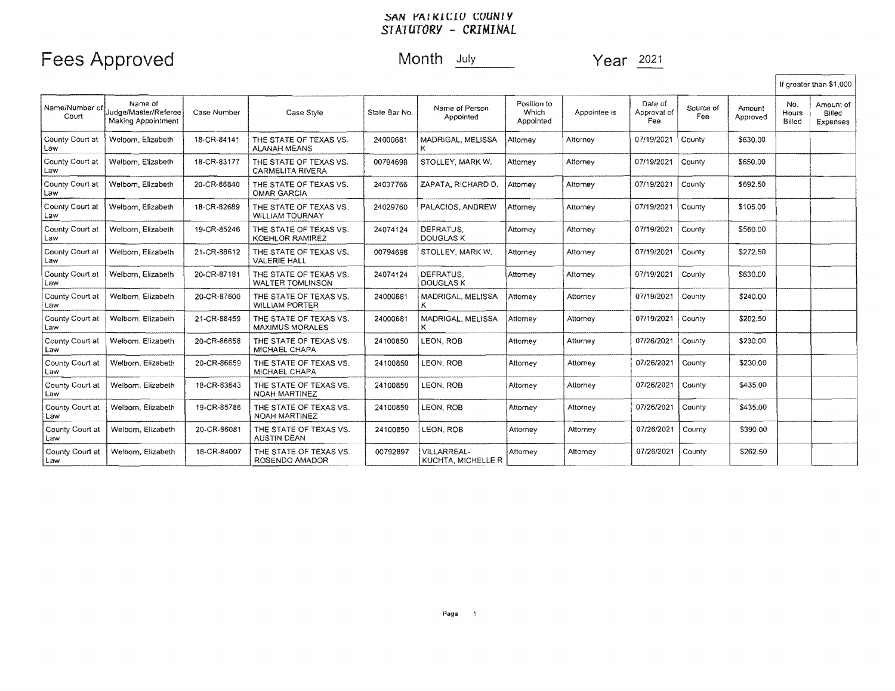# SAN PATRICIO COUNTY
## STATUTORY - CRIMINAL

**Fees Approved** Month July Year 2021

| Name/Number of Court | Name of Judge/Master/Referee Making Appointment | Case Number | Case Style | State Bar No. | Name of Person Appointed | Position to Which Appointed | Appointee is | Date of Approval of Fee | Source of Fee | Amount Approved | If greater than $1,000 | |
|---|---|---|---|---|---|---|---|---|---|---|---|---|
| | | | | | | | | | | | No. Hours Billed | Amount of Billed Expenses |
| County Court at Law | Welborn, Elizabeth | 18-CR-84141 | THE STATE OF TEXAS VS. ALANAH MEANS | 24000681 | MADRIGAL, MELISSA K | Attorney | Attorney | 07/19/2021 | County | $630.00 | | |
| County Court at Law | Welborn, Elizabeth | 18-CR-83177 | THE STATE OF TEXAS VS. CARMELITA RIVERA | 00794698 | STOLLEY, MARK W. | Attorney | Attorney | 07/19/2021 | County | $650.00 | | |
| County Court at Law | Welborn, Elizabeth | 20-CR-86840 | THE STATE OF TEXAS VS. OMAR GARCIA | 24037766 | ZAPATA, RICHARD D. | Attorney | Attorney | 07/19/2021 | County | $692.50 | | |
| County Court at Law | Welborn, Elizabeth | 18-CR-82689 | THE STATE OF TEXAS VS. WILLIAM TOURNAY | 24029760 | PALACIOS, ANDREW | Attorney | Attorney | 07/19/2021 | County | $105.00 | | |
| County Court at Law | Welborn, Elizabeth | 19-CR-85246 | THE STATE OF TEXAS VS. KOEHLOR RAMIREZ | 24074124 | DEFRATUS, DOUGLAS K | Attorney | Attorney | 07/19/2021 | County | $560.00 | | |
| County Court at Law | Welborn, Elizabeth | 21-CR-88612 | THE STATE OF TEXAS VS. VALERIE HALL | 00794698 | STOLLEY, MARK W. | Attorney | Attorney | 07/19/2021 | County | $272.50 | | |
| County Court at Law | Welborn, Elizabeth | 20-CR-87181 | THE STATE OF TEXAS VS. WALTER TOMLINSON | 24074124 | DEFRATUS, DOUGLAS K | Attorney | Attorney | 07/19/2021 | County | $630.00 | | |
| County Court at Law | Welborn, Elizabeth | 20-CR-87600 | THE STATE OF TEXAS VS. WILLIAM PORTER | 24000681 | MADRIGAL, MELISSA K | Attorney | Attorney | 07/19/2021 | County | $240.00 | | |
| County Court at Law | Welborn, Elizabeth | 21-CR-88459 | THE STATE OF TEXAS VS. MAXIMUS MORALES | 24000681 | MADRIGAL, MELISSA K | Attorney | Attorney | 07/19/2021 | County | $202.50 | | |
| County Court at Law | Welborn, Elizabeth | 20-CR-86658 | THE STATE OF TEXAS VS. MICHAEL CHAPA | 24100850 | LEON, ROB | Attorney | Attorney | 07/26/2021 | County | $230.00 | | |
| County Court at Law | Welborn, Elizabeth | 20-CR-86659 | THE STATE OF TEXAS VS. MICHAEL CHAPA | 24100850 | LEON, ROB | Attorney | Attorney | 07/26/2021 | County | $230.00 | | |
| County Court at Law | Welborn, Elizabeth | 18-CR-83643 | THE STATE OF TEXAS VS. NOAH MARTINEZ | 24100850 | LEON, ROB | Attorney | Attorney | 07/26/2021 | County | $435.00 | | |
| County Court at Law | Welborn, Elizabeth | 19-CR-85786 | THE STATE OF TEXAS VS. NOAH MARTINEZ | 24100850 | LEON, ROB | Attorney | Attorney | 07/26/2021 | County | $435.00 | | |
| County Court at Law | Welborn, Elizabeth | 20-CR-86081 | THE STATE OF TEXAS VS. AUSTIN DEAN | 24100850 | LEON, ROB | Attorney | Attorney | 07/26/2021 | County | $390.00 | | |
| County Court at Law | Welborn, Elizabeth | 18-CR-84007 | THE STATE OF TEXAS VS. ROSENDO AMADOR | 00792897 | VILLARREAL-KUCHTA, MICHELLE R | Attorney | Attorney | 07/26/2021 | County | $262.50 | | |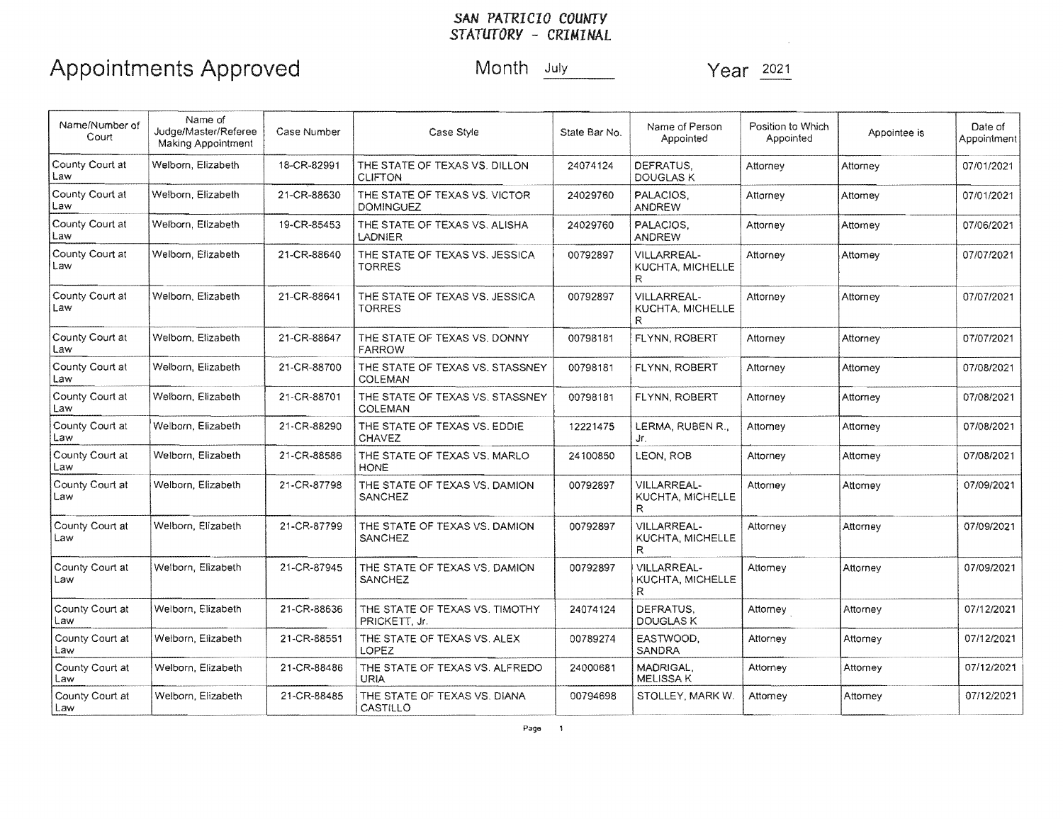**SAN PATRICIO COUNTY**
**STATUTORY - CRIMINAL**

# Appointments Approved

Month July

Year 2021

| Name/Number of Court | Name of Judge/Master/Referee Making Appointment | Case Number | Case Style | State Bar No. | Name of Person Appointed | Position to Which Appointed | Appointee is | Date of Appointment |
|---|---|---|---|---|---|---|---|---|
| County Court at Law | Welborn, Elizabeth | 18-CR-82991 | THE STATE OF TEXAS VS. DILLON CLIFTON | 24074124 | DEFRATUS, DOUGLAS K | Attorney | Attorney | 07/01/2021 |
| County Court at Law | Welborn, Elizabeth | 21-CR-88630 | THE STATE OF TEXAS VS. VICTOR DOMINGUEZ | 24029760 | PALACIOS, ANDREW | Attorney | Attorney | 07/01/2021 |
| County Court at Law | Welborn, Elizabeth | 19-CR-85453 | THE STATE OF TEXAS VS. ALISHA LADNIER | 24029760 | PALACIOS, ANDREW | Attorney | Attorney | 07/06/2021 |
| County Court at Law | Welborn, Elizabeth | 21-CR-88640 | THE STATE OF TEXAS VS. JESSICA TORRES | 00792897 | VILLARREAL-KUCHTA, MICHELLE R | Attorney | Attorney | 07/07/2021 |
| County Court at Law | Welborn, Elizabeth | 21-CR-88641 | THE STATE OF TEXAS VS. JESSICA TORRES | 00792897 | VILLARREAL-KUCHTA, MICHELLE R | Attorney | Attorney | 07/07/2021 |
| County Court at Law | Welborn, Elizabeth | 21-CR-88647 | THE STATE OF TEXAS VS. DONNY FARROW | 00798181 | FLYNN, ROBERT | Attorney | Attorney | 07/07/2021 |
| County Court at Law | Welborn, Elizabeth | 21-CR-88700 | THE STATE OF TEXAS VS. STASSNEY COLEMAN | 00798181 | FLYNN, ROBERT | Attorney | Attorney | 07/08/2021 |
| County Court at Law | Welborn, Elizabeth | 21-CR-88701 | THE STATE OF TEXAS VS. STASSNEY COLEMAN | 00798181 | FLYNN, ROBERT | Attorney | Attorney | 07/08/2021 |
| County Court at Law | Welborn, Elizabeth | 21-CR-88290 | THE STATE OF TEXAS VS. EDDIE CHAVEZ | 12221475 | LERMA, RUBEN R., Jr. | Attorney | Attorney | 07/08/2021 |
| County Court at Law | Welborn, Elizabeth | 21-CR-88586 | THE STATE OF TEXAS VS. MARLO HONE | 24100850 | LEON, ROB | Attorney | Attorney | 07/08/2021 |
| County Court at Law | Welborn, Elizabeth | 21-CR-87798 | THE STATE OF TEXAS VS. DAMION SANCHEZ | 00792897 | VILLARREAL-KUCHTA, MICHELLE R | Attorney | Attorney | 07/09/2021 |
| County Court at Law | Welborn, Elizabeth | 21-CR-87799 | THE STATE OF TEXAS VS. DAMION SANCHEZ | 00792897 | VILLARREAL-KUCHTA, MICHELLE R | Attorney | Attorney | 07/09/2021 |
| County Court at Law | Welborn, Elizabeth | 21-CR-87945 | THE STATE OF TEXAS VS. DAMION SANCHEZ | 00792897 | VILLARREAL-KUCHTA, MICHELLE R | Attorney | Attorney | 07/09/2021 |
| County Court at Law | Welborn, Elizabeth | 21-CR-88636 | THE STATE OF TEXAS VS. TIMOTHY PRICKETT, Jr. | 24074124 | DEFRATUS, DOUGLAS K | Attorney | Attorney | 07/12/2021 |
| County Court at Law | Welborn, Elizabeth | 21-CR-88551 | THE STATE OF TEXAS VS. ALEX LOPEZ | 00789274 | EASTWOOD, SANDRA | Attorney | Attorney | 07/12/2021 |
| County Court at Law | Welborn, Elizabeth | 21-CR-88486 | THE STATE OF TEXAS VS. ALFREDO URIA | 24000681 | MADRIGAL, MELISSA K | Attorney | Attorney | 07/12/2021 |
| County Court at Law | Welborn, Elizabeth | 21-CR-88485 | THE STATE OF TEXAS VS. DIANA CASTILLO | 00794698 | STOLLEY, MARK W. | Attorney | Attorney | 07/12/2021 |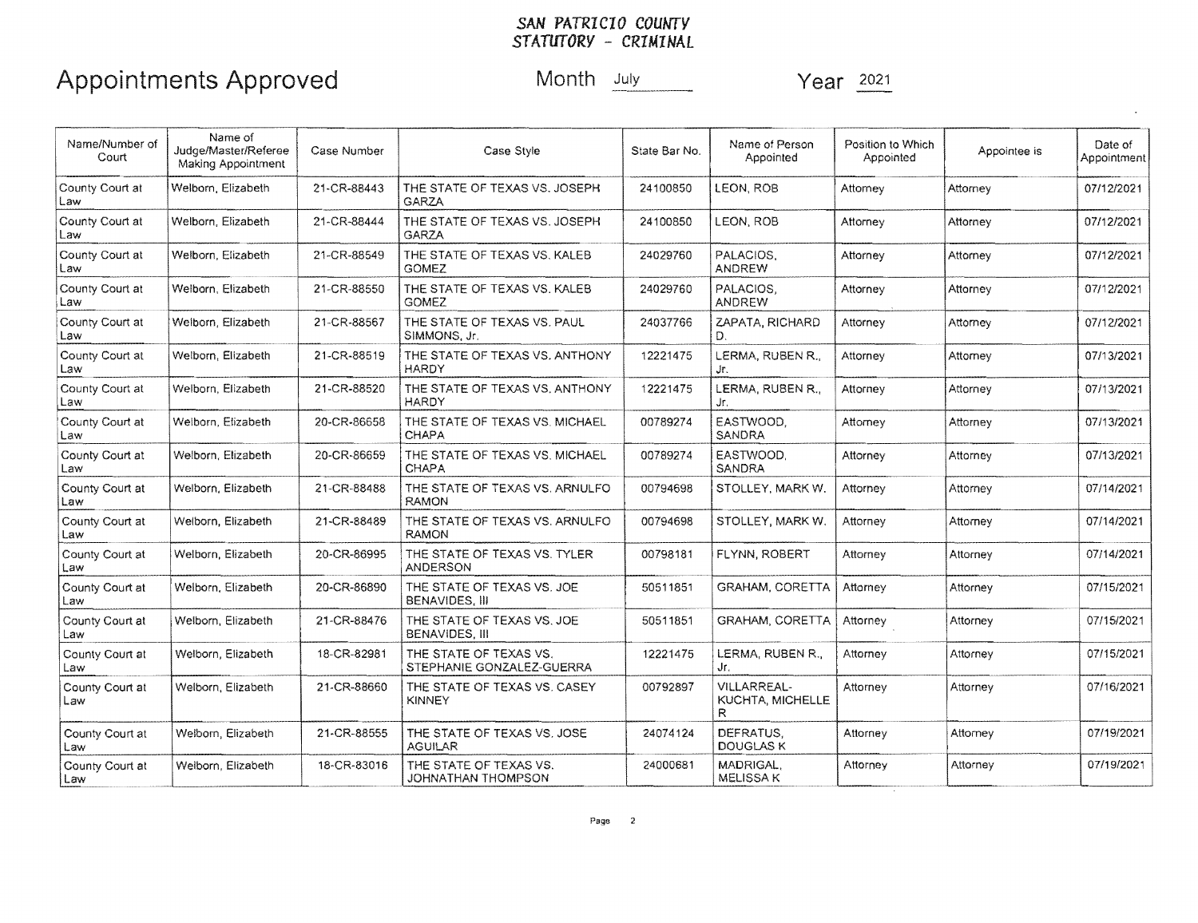*SAN PATRICIO COUNTY*
*STATUTORY - CRIMINAL*

# Appointments Approved

Month July Year 2021

| Name/Number of Court | Name of Judge/Master/Referee Making Appointment | Case Number | Case Style | State Bar No. | Name of Person Appointed | Position to Which Appointed | Appointee is | Date of Appointment |
|---|---|---|---|---|---|---|---|---|
| County Court at Law | Welborn, Elizabeth | 21-CR-88443 | THE STATE OF TEXAS VS. JOSEPH GARZA | 24100850 | LEON, ROB | Attorney | Attorney | 07/12/2021 |
| County Court at Law | Welborn, Elizabeth | 21-CR-88444 | THE STATE OF TEXAS VS. JOSEPH GARZA | 24100850 | LEON, ROB | Attorney | Attorney | 07/12/2021 |
| County Court at Law | Welborn, Elizabeth | 21-CR-88549 | THE STATE OF TEXAS VS. KALEB GOMEZ | 24029760 | PALACIOS, ANDREW | Attorney | Attorney | 07/12/2021 |
| County Court at Law | Welborn, Elizabeth | 21-CR-88550 | THE STATE OF TEXAS VS. KALEB GOMEZ | 24029760 | PALACIOS, ANDREW | Attorney | Attorney | 07/12/2021 |
| County Court at Law | Welborn, Elizabeth | 21-CR-88567 | THE STATE OF TEXAS VS. PAUL SIMMONS, Jr. | 24037766 | ZAPATA, RICHARD D. | Attorney | Attorney | 07/12/2021 |
| County Court at Law | Welborn, Elizabeth | 21-CR-88519 | THE STATE OF TEXAS VS. ANTHONY HARDY | 12221475 | LERMA, RUBEN R., Jr. | Attorney | Attorney | 07/13/2021 |
| County Court at Law | Welborn, Elizabeth | 21-CR-88520 | THE STATE OF TEXAS VS. ANTHONY HARDY | 12221475 | LERMA, RUBEN R., Jr. | Attorney | Attorney | 07/13/2021 |
| County Court at Law | Welborn, Elizabeth | 20-CR-86658 | THE STATE OF TEXAS VS. MICHAEL CHAPA | 00789274 | EASTWOOD, SANDRA | Attorney | Attorney | 07/13/2021 |
| County Court at Law | Welborn, Elizabeth | 20-CR-86659 | THE STATE OF TEXAS VS. MICHAEL CHAPA | 00789274 | EASTWOOD, SANDRA | Attorney | Attorney | 07/13/2021 |
| County Court at Law | Welborn, Elizabeth | 21-CR-88488 | THE STATE OF TEXAS VS. ARNULFO RAMON | 00794698 | STOLLEY, MARK W. | Attorney | Attorney | 07/14/2021 |
| County Court at Law | Welborn, Elizabeth | 21-CR-88489 | THE STATE OF TEXAS VS. ARNULFO RAMON | 00794698 | STOLLEY, MARK W. | Attorney | Attorney | 07/14/2021 |
| County Court at Law | Welborn, Elizabeth | 20-CR-86995 | THE STATE OF TEXAS VS. TYLER ANDERSON | 00798181 | FLYNN, ROBERT | Attorney | Attorney | 07/14/2021 |
| County Court at Law | Welborn, Elizabeth | 20-CR-86890 | THE STATE OF TEXAS VS. JOE BENAVIDES, III | 50511851 | GRAHAM, CORETTA | Attorney | Attorney | 07/15/2021 |
| County Court at Law | Welborn, Elizabeth | 21-CR-88476 | THE STATE OF TEXAS VS. JOE BENAVIDES, III | 50511851 | GRAHAM, CORETTA | Attorney | Attorney | 07/15/2021 |
| County Court at Law | Welborn, Elizabeth | 18-CR-82981 | THE STATE OF TEXAS VS. STEPHANIE GONZALEZ-GUERRA | 12221475 | LERMA, RUBEN R., Jr. | Attorney | Attorney | 07/15/2021 |
| County Court at Law | Welborn, Elizabeth | 21-CR-88660 | THE STATE OF TEXAS VS. CASEY KINNEY | 00792897 | VILLARREAL-KUCHTA, MICHELLE R | Attorney | Attorney | 07/16/2021 |
| County Court at Law | Welborn, Elizabeth | 21-CR-88555 | THE STATE OF TEXAS VS. JOSE AGUILAR | 24074124 | DEFRATUS, DOUGLAS K | Attorney | Attorney | 07/19/2021 |
| County Court at Law | Welborn, Elizabeth | 18-CR-83016 | THE STATE OF TEXAS VS. JOHNATHAN THOMPSON | 24000681 | MADRIGAL, MELISSA K | Attorney | Attorney | 07/19/2021 |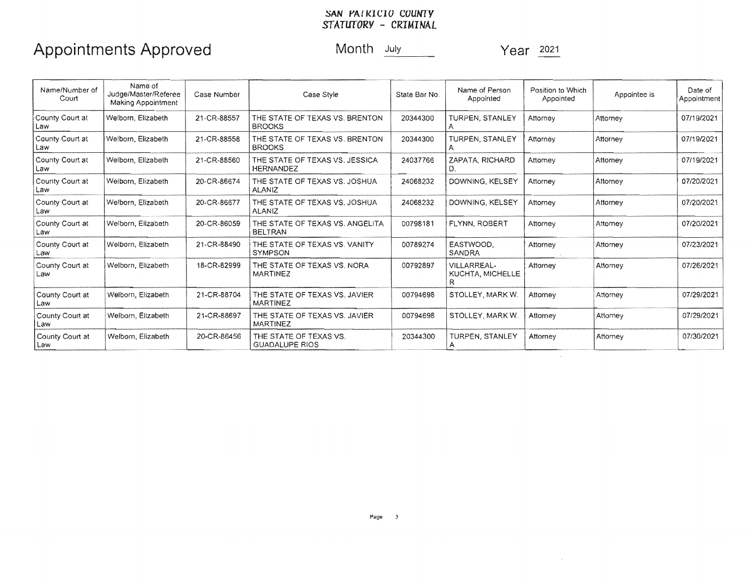SAN PATRICIO COUNTY
STATUTORY - CRIMINAL

# Appointments Approved

Month July Year 2021

| Name/Number of Court | Name of Judge/Master/Referee Making Appointment | Case Number | Case Style | State Bar No. | Name of Person Appointed | Position to Which Appointed | Appointee is | Date of Appointment |
|---|---|---|---|---|---|---|---|---|
| County Court at Law | Welborn, Elizabeth | 21-CR-88557 | THE STATE OF TEXAS VS. BRENTON BROOKS | 20344300 | TURPEN, STANLEY A | Attorney | Attorney | 07/19/2021 |
| County Court at Law | Welborn, Elizabeth | 21-CR-88558 | THE STATE OF TEXAS VS. BRENTON BROOKS | 20344300 | TURPEN, STANLEY A | Attorney | Attorney | 07/19/2021 |
| County Court at Law | Welborn, Elizabeth | 21-CR-88560 | THE STATE OF TEXAS VS. JESSICA HERNANDEZ | 24037766 | ZAPATA, RICHARD D. | Attorney | Attorney | 07/19/2021 |
| County Court at Law | Welborn, Elizabeth | 20-CR-86674 | THE STATE OF TEXAS VS. JOSHUA ALANIZ | 24068232 | DOWNING, KELSEY | Attorney | Attorney | 07/20/2021 |
| County Court at Law | Welborn, Elizabeth | 20-CR-86677 | THE STATE OF TEXAS VS. JOSHUA ALANIZ | 24068232 | DOWNING, KELSEY | Attorney | Attorney | 07/20/2021 |
| County Court at Law | Welborn, Elizabeth | 20-CR-86059 | THE STATE OF TEXAS VS. ANGELITA BELTRAN | 00798181 | FLYNN, ROBERT | Attorney | Attorney | 07/20/2021 |
| County Court at Law | Welborn, Elizabeth | 21-CR-88490 | THE STATE OF TEXAS VS. VANITY SYMPSON | 00789274 | EASTWOOD, SANDRA | Attorney | Attorney | 07/23/2021 |
| County Court at Law | Welborn, Elizabeth | 18-CR-82999 | THE STATE OF TEXAS VS. NORA MARTINEZ | 00792897 | VILLARREAL-KUCHTA, MICHELLE R | Attorney | Attorney | 07/26/2021 |
| County Court at Law | Welborn, Elizabeth | 21-CR-88704 | THE STATE OF TEXAS VS. JAVIER MARTINEZ | 00794698 | STOLLEY, MARK W. | Attorney | Attorney | 07/29/2021 |
| County Court at Law | Welborn, Elizabeth | 21-CR-88697 | THE STATE OF TEXAS VS. JAVIER MARTINEZ | 00794698 | STOLLEY, MARK W. | Attorney | Attorney | 07/29/2021 |
| County Court at Law | Welborn, Elizabeth | 20-CR-86456 | THE STATE OF TEXAS VS. GUADALUPE RIOS | 20344300 | TURPEN, STANLEY A | Attorney | Attorney | 07/30/2021 |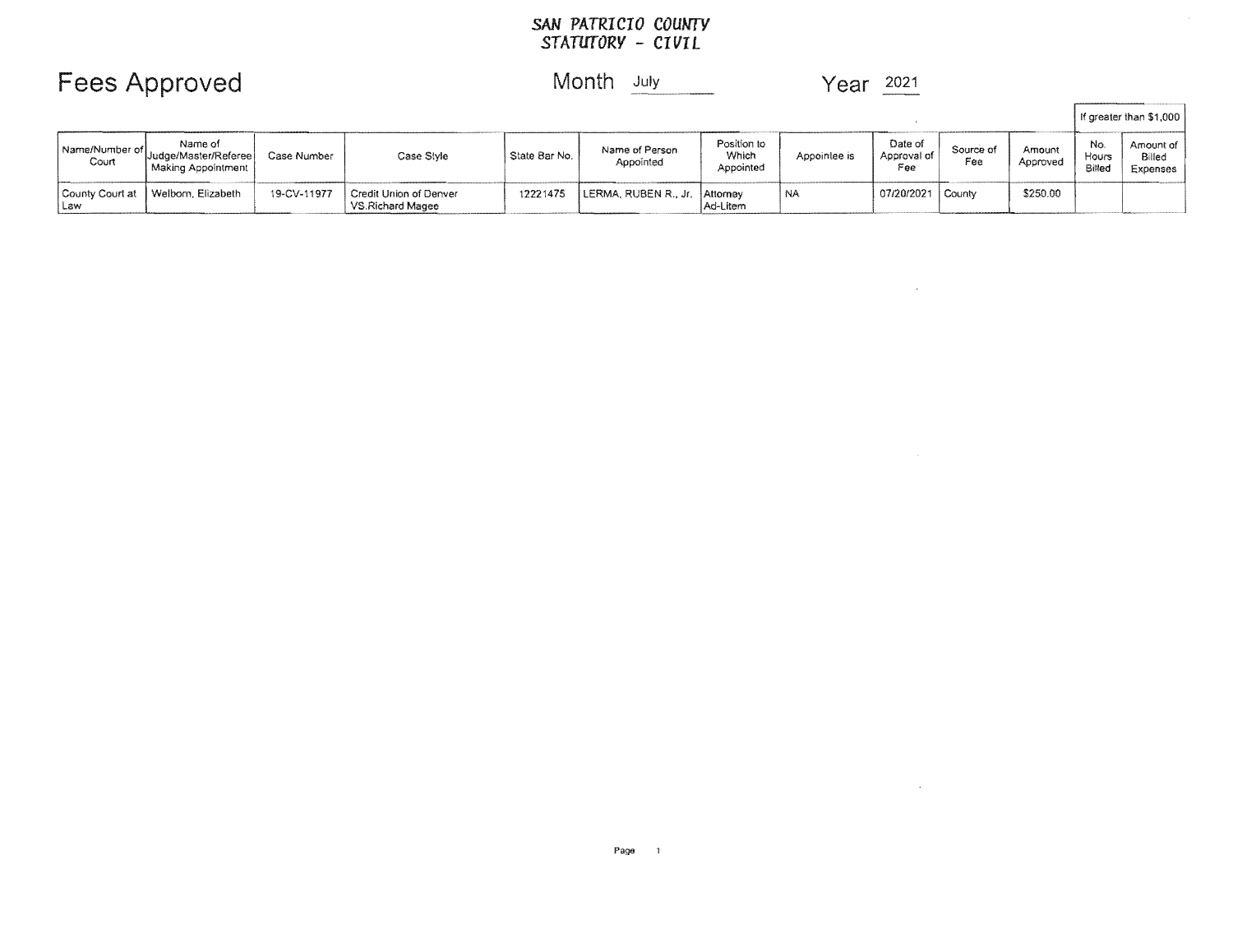SAN PATRICIO COUNTY
STATUTORY - CIVIL

# Fees Approved

Month July

Year 2021

| Name/Number of Court | Name of Judge/Master/Referee Making Appointment | Case Number | Case Style | State Bar No. | Name of Person Appointed | Position to Which Appointed | Appointee is | Date of Approval of Fee | Source of Fee | Amount Approved | If greater than $1,000 | |
|---|---|---|---|---|---|---|---|---|---|---|---|---|
| | | | | | | | | | | | No. Hours Billed | Amount of Billed Expenses |
| County Court at Law | Welborn, Elizabeth | 19-CV-11977 | Credit Union of Denver VS.Richard Magee | 12221475 | LERMA, RUBEN R., Jr. | Attorney Ad-Litem | NA | 07/20/2021 | County | $250.00 | | |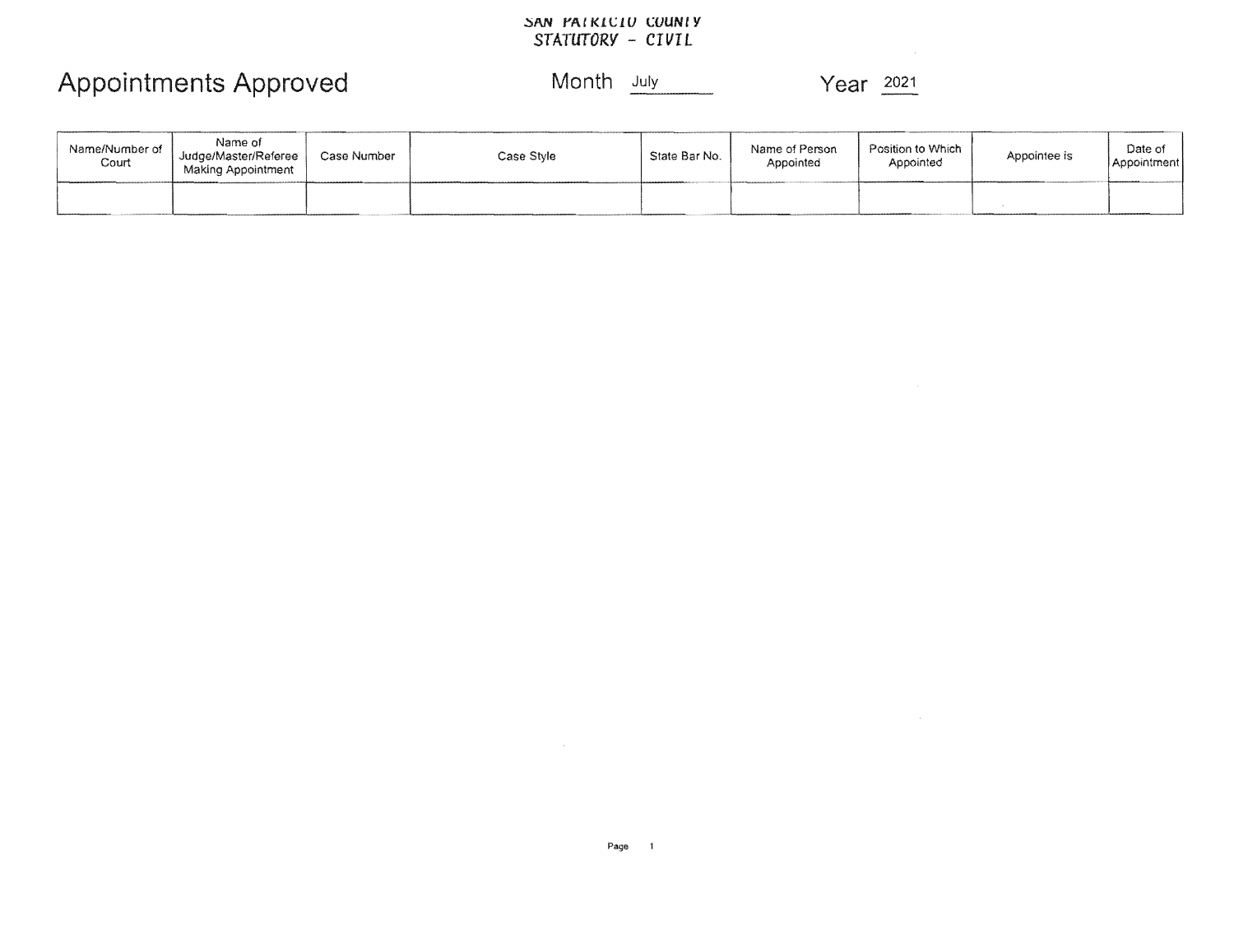SAN PATRICIO COUNTY
STATUTORY - CIVIL

# Appointments Approved

Month July

Year 2021

| Name/Number of Court | Name of Judge/Master/Referee Making Appointment | Case Number | Case Style | State Bar No. | Name of Person Appointed | Position to Which Appointed | Appointee is | Date of Appointment |
|---|---|---|---|---|---|---|---|---|
| | | | | | | | | |